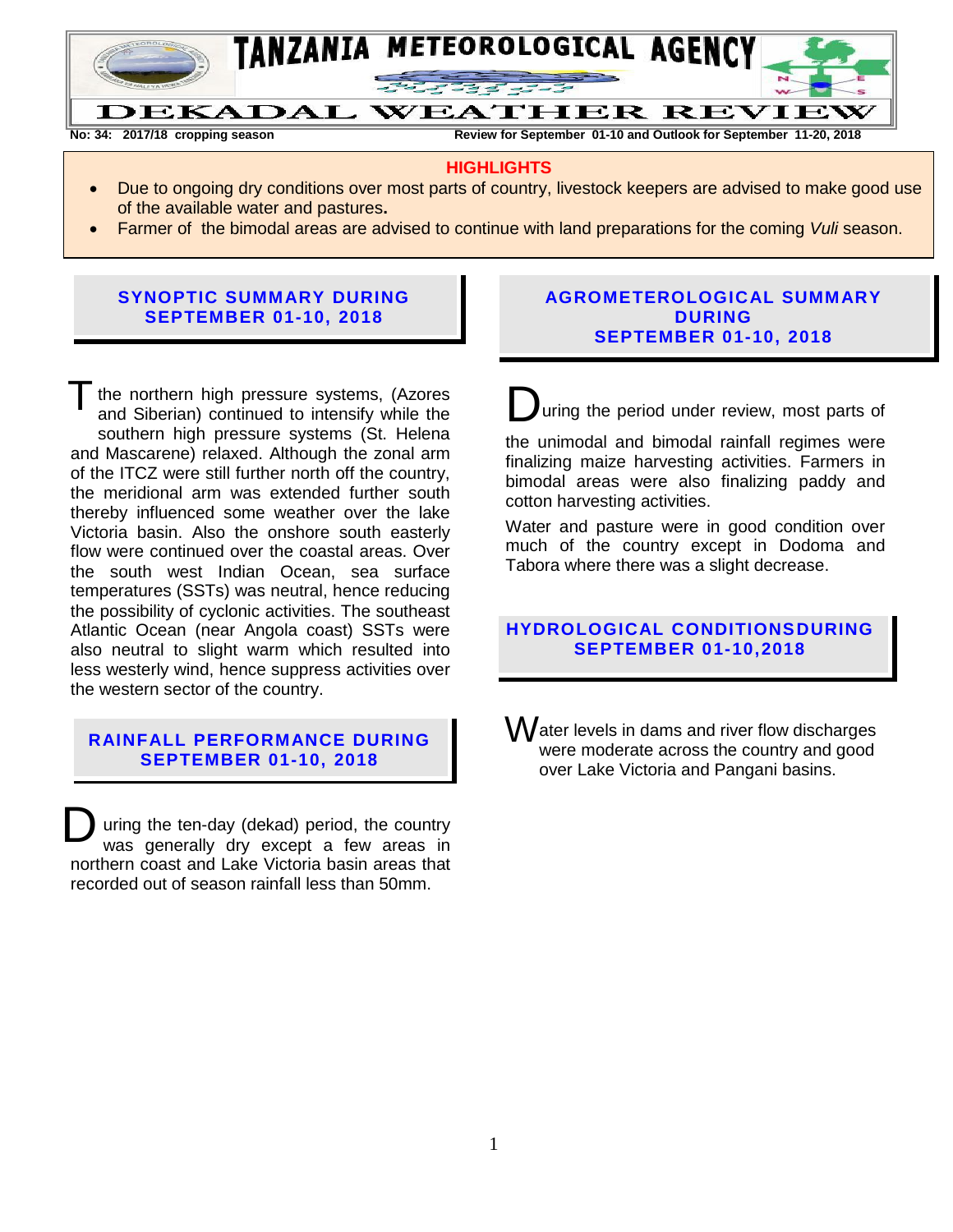# TANZANIA METEOROLOGICAL AGENCY

## DEKADAL WEATHER REVIEW

**No: 34: 2017/18 cropping season** **Review for September 01-10 and Outlook for September 11-20, 2018**

### HIGHLIGHTS

- Due to ongoing dry conditions over most parts of country, livestock keepers are advised to make good use of the available water and pastures**.**
- Farmer of the bimodal areas are advised to continue with land preparations for the coming *Vuli* season.

## SYNOPTIC SUMMARY DURING SEPTEMBER 01-10, 2018

The northern high pressure systems, (Azores and Siberian) continued to intensify while the southern high pressure systems (St. Helena and Mascarene) relaxed. Although the zonal arm of the ITCZ were still further north off the country, the meridional arm was extended further south thereby influenced some weather over the lake Victoria basin. Also the onshore south easterly flow were continued over the coastal areas. Over the south west Indian Ocean, sea surface temperatures (SSTs) was neutral, hence reducing the possibility of cyclonic activities. The southeast Atlantic Ocean (near Angola coast) SSTs were also neutral to slight warm which resulted into less westerly wind, hence suppress activities over the western sector of the country.

## RAINFALL PERFORMANCE DURING SEPTEMBER 01-10, 2018

During the ten-day (dekad) period, the country was generally dry except a few areas in northern coast and Lake Victoria basin areas that recorded out of season rainfall less than 50mm.

## AGROMETEROLOGICAL SUMMARY DURING SEPTEMBER 01-10, 2018

During the period under review, most parts of the unimodal and bimodal rainfall regimes were finalizing maize harvesting activities. Farmers in bimodal areas were also finalizing paddy and cotton harvesting activities.

Water and pasture were in good condition over much of the country except in Dodoma and Tabora where there was a slight decrease.

## HYDROLOGICAL CONDITIONSDURING SEPTEMBER 01-10,2018

Water levels in dams and river flow discharges were moderate across the country and good over Lake Victoria and Pangani basins.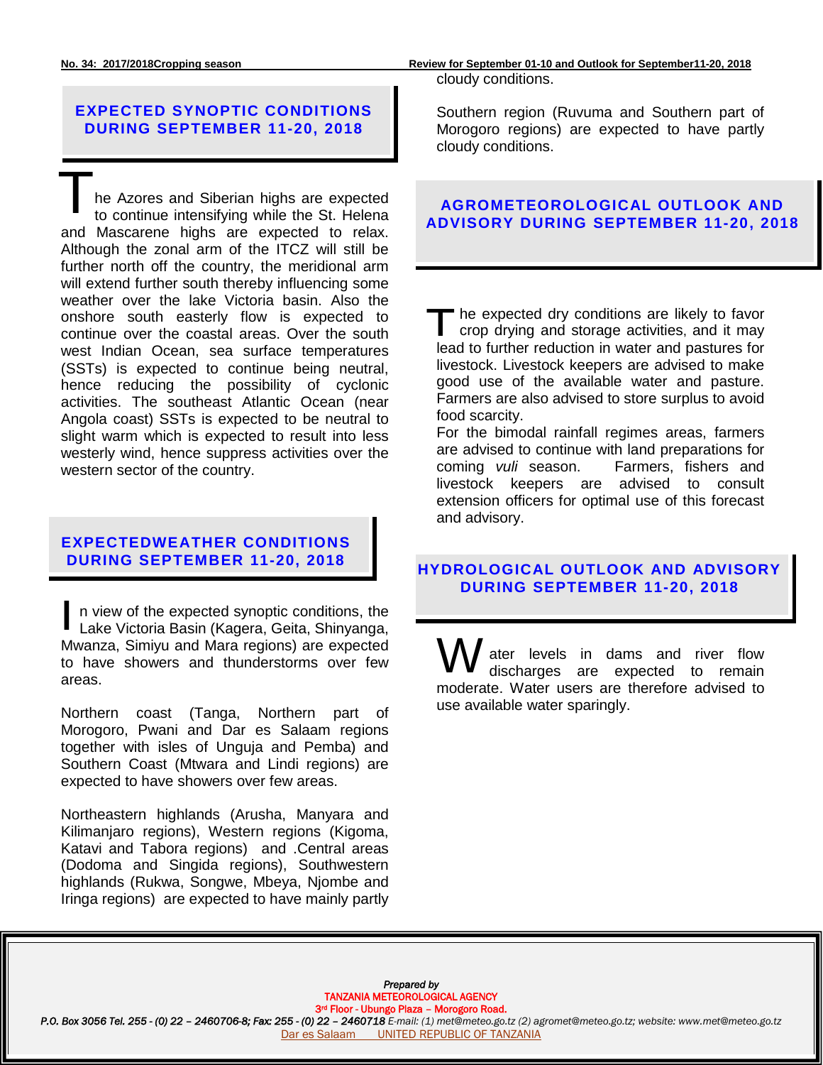## EXPECTED SYNOPTIC CONDITIONS DURING SEPTEMBER 11-20, 2018

The Azores and Siberian highs are expected to continue intensifying while the St. Helena and Mascarene highs are expected to relax. Although the zonal arm of the ITCZ will still be further north off the country, the meridional arm will extend further south thereby influencing some weather over the lake Victoria basin. Also the onshore south easterly flow is expected to continue over the coastal areas. Over the south west Indian Ocean, sea surface temperatures (SSTs) is expected to continue being neutral, hence reducing the possibility of cyclonic activities. The southeast Atlantic Ocean (near Angola coast) SSTs is expected to be neutral to slight warm which is expected to result into less westerly wind, hence suppress activities over the western sector of the country.

## EXPECTEDWEATHER CONDITIONS DURING SEPTEMBER 11-20, 2018

In view of the expected synoptic conditions, the Lake Victoria Basin (Kagera, Geita, Shinyanga, Mwanza, Simiyu and Mara regions) are expected to have showers and thunderstorms over few areas.

Northern coast (Tanga, Northern part of Morogoro, Pwani and Dar es Salaam regions together with isles of Unguja and Pemba) and Southern Coast (Mtwara and Lindi regions) are expected to have showers over few areas.

Northeastern highlands (Arusha, Manyara and Kilimanjaro regions), Western regions (Kigoma, Katavi and Tabora regions) and .Central areas (Dodoma and Singida regions), Southwestern highlands (Rukwa, Songwe, Mbeya, Njombe and Iringa regions) are expected to have mainly partly cloudy conditions.

Southern region (Ruvuma and Southern part of Morogoro regions) are expected to have partly cloudy conditions.

## AGROMETEOROLOGICAL OUTLOOK AND ADVISORY DURING SEPTEMBER 11-20, 2018

The expected dry conditions are likely to favor crop drying and storage activities, and it may lead to further reduction in water and pastures for livestock. Livestock keepers are advised to make good use of the available water and pasture. Farmers are also advised to store surplus to avoid food scarcity.

For the bimodal rainfall regimes areas, farmers are advised to continue with land preparations for coming *vuli* season. Farmers, fishers and livestock keepers are advised to consult extension officers for optimal use of this forecast and advisory.

## HYDROLOGICAL OUTLOOK AND ADVISORY DURING SEPTEMBER 11-20, 2018

Water levels in dams and river flow discharges are expected to remain moderate. Water users are therefore advised to use available water sparingly.

*Prepared by*
TANZANIA METEOROLOGICAL AGENCY
3rd Floor - Ubungo Plaza – Morogoro Road.
*P.O. Box 3056 Tel. 255 - (0) 22 – 2460706-8; Fax: 255 - (0) 22 – 2460718 E-mail: (1) met@meteo.go.tz (2) agromet@meteo.go.tz; website: www.met@meteo.go.tz*
Dar es Salaam UNITED REPUBLIC OF TANZANIA